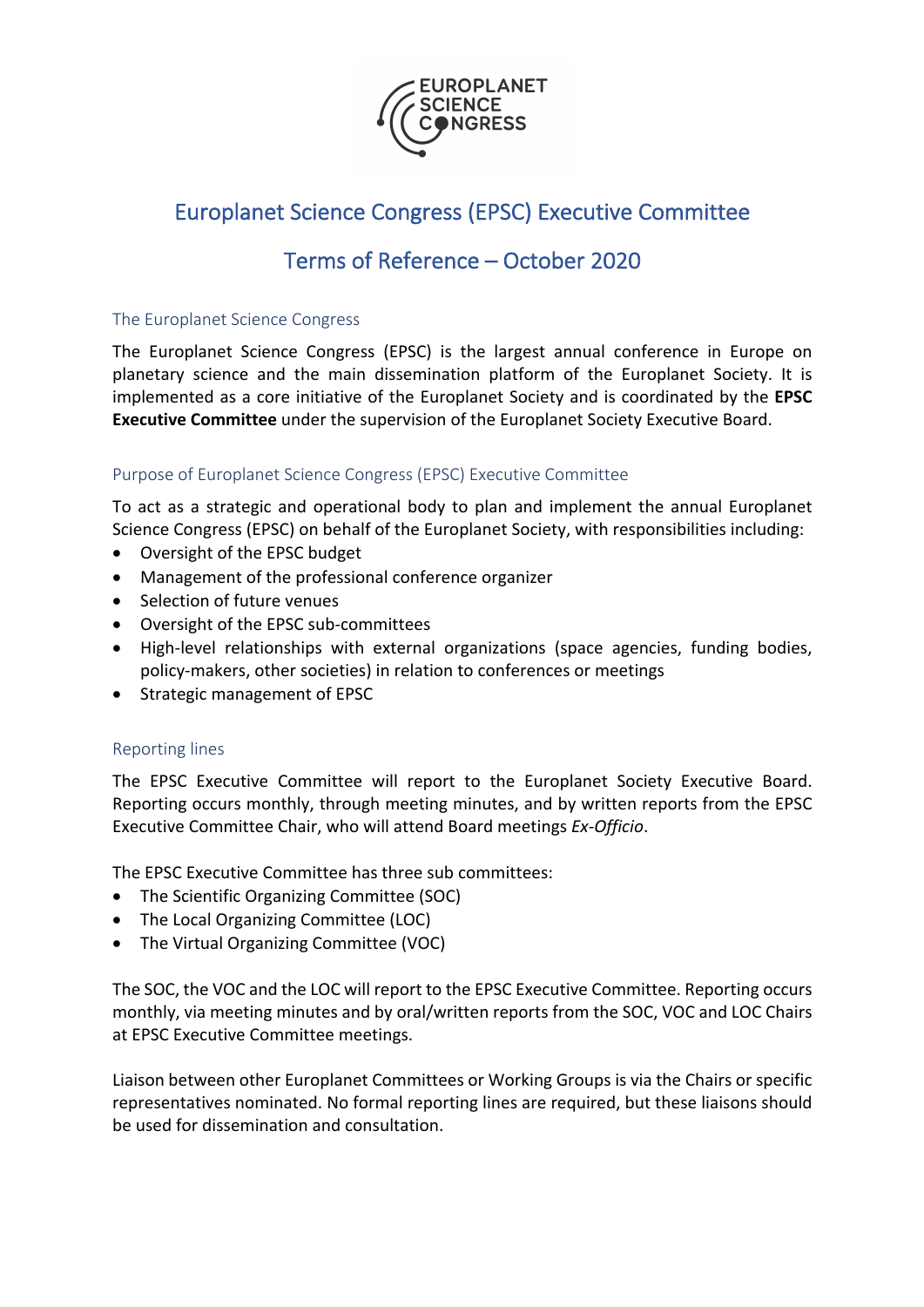# Europlanet Science Congress (EPSC) Executive Committee

# Terms of Reference – October 2020

## The Europlanet Science Congress

The Europlanet Science Congress (EPSC) is the largest annual conference in Europe on planetary science and the main dissemination platform of the Europlanet Society. It is implemented as a core initiative of the Europlanet Society and is coordinated by the **EPSC Executive Committee** under the supervision of the Europlanet Society Executive Board.

## Purpose of Europlanet Science Congress (EPSC) Executive Committee

To act as a strategic and operational body to plan and implement the annual Europlanet Science Congress (EPSC) on behalf of the Europlanet Society, with responsibilities including:

- Oversight of the EPSC budget
- Management of the professional conference organizer
- Selection of future venues
- Oversight of the EPSC sub-committees
- High-level relationships with external organizations (space agencies, funding bodies, policy-makers, other societies) in relation to conferences or meetings
- Strategic management of EPSC

## Reporting lines

The EPSC Executive Committee will report to the Europlanet Society Executive Board. Reporting occurs monthly, through meeting minutes, and by written reports from the EPSC Executive Committee Chair, who will attend Board meetings *Ex-Officio*.

The EPSC Executive Committee has three sub committees:

- The Scientific Organizing Committee (SOC)
- The Local Organizing Committee (LOC)
- The Virtual Organizing Committee (VOC)

The SOC, the VOC and the LOC will report to the EPSC Executive Committee. Reporting occurs monthly, via meeting minutes and by oral/written reports from the SOC, VOC and LOC Chairs at EPSC Executive Committee meetings.

Liaison between other Europlanet Committees or Working Groups is via the Chairs or specific representatives nominated. No formal reporting lines are required, but these liaisons should be used for dissemination and consultation.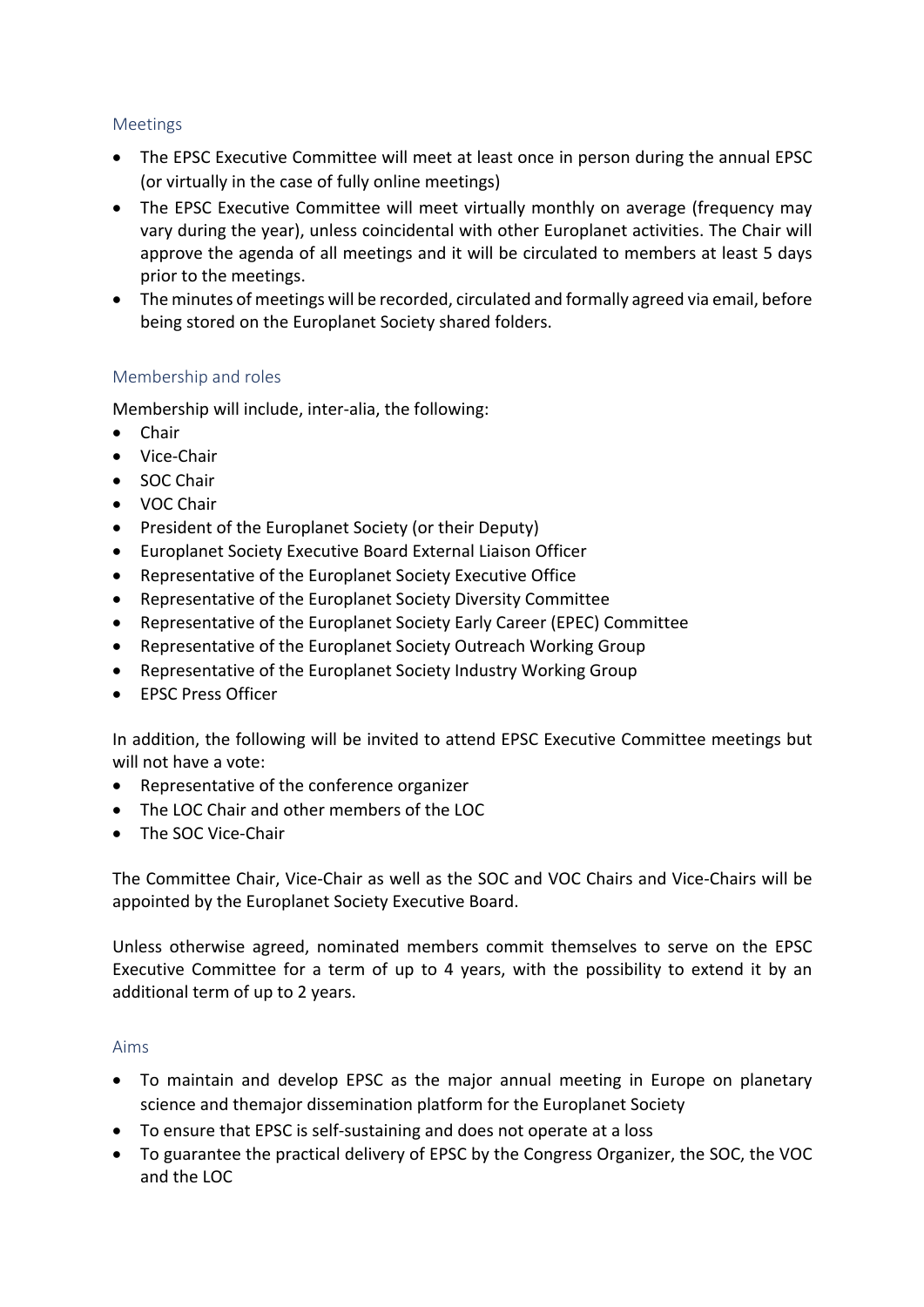## Meetings

- The EPSC Executive Committee will meet at least once in person during the annual EPSC (or virtually in the case of fully online meetings)
- The EPSC Executive Committee will meet virtually monthly on average (frequency may vary during the year), unless coincidental with other Europlanet activities. The Chair will approve the agenda of all meetings and it will be circulated to members at least 5 days prior to the meetings.
- The minutes of meetings will be recorded, circulated and formally agreed via email, before being stored on the Europlanet Society shared folders.

## Membership and roles

Membership will include, inter-alia, the following:

- Chair
- Vice-Chair
- SOC Chair
- VOC Chair
- President of the Europlanet Society (or their Deputy)
- Europlanet Society Executive Board External Liaison Officer
- Representative of the Europlanet Society Executive Office
- Representative of the Europlanet Society Diversity Committee
- Representative of the Europlanet Society Early Career (EPEC) Committee
- Representative of the Europlanet Society Outreach Working Group
- Representative of the Europlanet Society Industry Working Group
- EPSC Press Officer

In addition, the following will be invited to attend EPSC Executive Committee meetings but will not have a vote:

- Representative of the conference organizer
- The LOC Chair and other members of the LOC
- The SOC Vice-Chair

The Committee Chair, Vice-Chair as well as the SOC and VOC Chairs and Vice-Chairs will be appointed by the Europlanet Society Executive Board.

Unless otherwise agreed, nominated members commit themselves to serve on the EPSC Executive Committee for a term of up to 4 years, with the possibility to extend it by an additional term of up to 2 years.

## Aims

- To maintain and develop EPSC as the major annual meeting in Europe on planetary science and themajor dissemination platform for the Europlanet Society
- To ensure that EPSC is self-sustaining and does not operate at a loss
- To guarantee the practical delivery of EPSC by the Congress Organizer, the SOC, the VOC and the LOC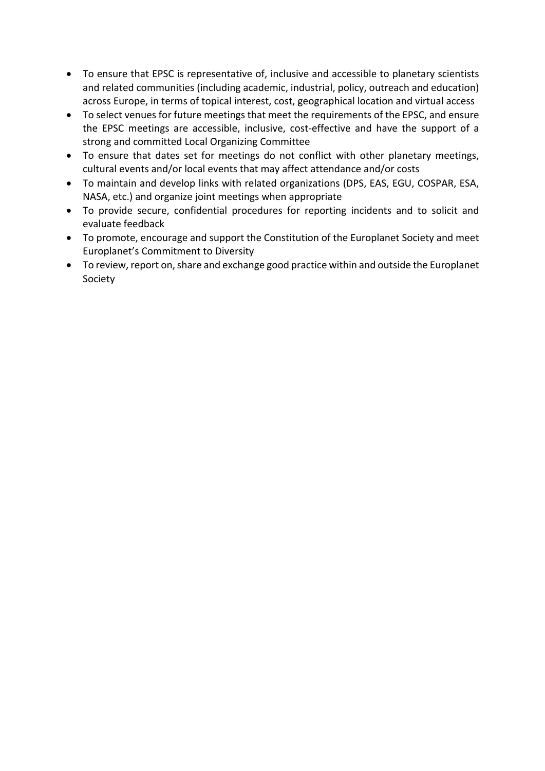- To ensure that EPSC is representative of, inclusive and accessible to planetary scientists and related communities (including academic, industrial, policy, outreach and education) across Europe, in terms of topical interest, cost, geographical location and virtual access
- To select venues for future meetings that meet the requirements of the EPSC, and ensure the EPSC meetings are accessible, inclusive, cost-effective and have the support of a strong and committed Local Organizing Committee
- To ensure that dates set for meetings do not conflict with other planetary meetings, cultural events and/or local events that may affect attendance and/or costs
- To maintain and develop links with related organizations (DPS, EAS, EGU, COSPAR, ESA, NASA, etc.) and organize joint meetings when appropriate
- To provide secure, confidential procedures for reporting incidents and to solicit and evaluate feedback
- To promote, encourage and support the Constitution of the Europlanet Society and meet Europlanet's Commitment to Diversity
- To review, report on, share and exchange good practice within and outside the Europlanet Society